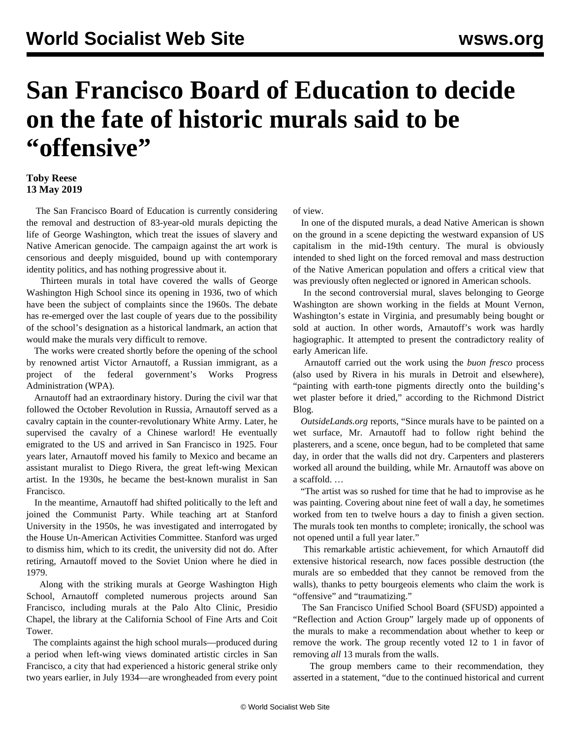# San Francisco Board of Education to decide on the fate of historic murals said to be "offensive"

**Toby Reese**
**13 May 2019**

The San Francisco Board of Education is currently considering the removal and destruction of 83-year-old murals depicting the life of George Washington, which treat the issues of slavery and Native American genocide. The campaign against the art work is censorious and deeply misguided, bound up with contemporary identity politics, and has nothing progressive about it.

Thirteen murals in total have covered the walls of George Washington High School since its opening in 1936, two of which have been the subject of complaints since the 1960s. The debate has re-emerged over the last couple of years due to the possibility of the school's designation as a historical landmark, an action that would make the murals very difficult to remove.

The works were created shortly before the opening of the school by renowned artist Victor Arnautoff, a Russian immigrant, as a project of the federal government's Works Progress Administration (WPA).

Arnautoff had an extraordinary history. During the civil war that followed the October Revolution in Russia, Arnautoff served as a cavalry captain in the counter-revolutionary White Army. Later, he supervised the cavalry of a Chinese warlord! He eventually emigrated to the US and arrived in San Francisco in 1925. Four years later, Arnautoff moved his family to Mexico and became an assistant muralist to Diego Rivera, the great left-wing Mexican artist. In the 1930s, he became the best-known muralist in San Francisco.

In the meantime, Arnautoff had shifted politically to the left and joined the Communist Party. While teaching art at Stanford University in the 1950s, he was investigated and interrogated by the House Un-American Activities Committee. Stanford was urged to dismiss him, which to its credit, the university did not do. After retiring, Arnautoff moved to the Soviet Union where he died in 1979.

Along with the striking murals at George Washington High School, Arnautoff completed numerous projects around San Francisco, including murals at the Palo Alto Clinic, Presidio Chapel, the library at the California School of Fine Arts and Coit Tower.

The complaints against the high school murals—produced during a period when left-wing views dominated artistic circles in San Francisco, a city that had experienced a historic general strike only two years earlier, in July 1934—are wrongheaded from every point of view.

In one of the disputed murals, a dead Native American is shown on the ground in a scene depicting the westward expansion of US capitalism in the mid-19th century. The mural is obviously intended to shed light on the forced removal and mass destruction of the Native American population and offers a critical view that was previously often neglected or ignored in American schools.

In the second controversial mural, slaves belonging to George Washington are shown working in the fields at Mount Vernon, Washington's estate in Virginia, and presumably being bought or sold at auction. In other words, Arnautoff's work was hardly hagiographic. It attempted to present the contradictory reality of early American life.

Arnautoff carried out the work using the *buon fresco* process (also used by Rivera in his murals in Detroit and elsewhere), "painting with earth-tone pigments directly onto the building's wet plaster before it dried," according to the Richmond District Blog.

*OutsideLands.org* reports, "Since murals have to be painted on a wet surface, Mr. Arnautoff had to follow right behind the plasterers, and a scene, once begun, had to be completed that same day, in order that the walls did not dry. Carpenters and plasterers worked all around the building, while Mr. Arnautoff was above on a scaffold. …

"The artist was so rushed for time that he had to improvise as he was painting. Covering about nine feet of wall a day, he sometimes worked from ten to twelve hours a day to finish a given section. The murals took ten months to complete; ironically, the school was not opened until a full year later."

This remarkable artistic achievement, for which Arnautoff did extensive historical research, now faces possible destruction (the murals are so embedded that they cannot be removed from the walls), thanks to petty bourgeois elements who claim the work is "offensive" and "traumatizing."

The San Francisco Unified School Board (SFUSD) appointed a "Reflection and Action Group" largely made up of opponents of the murals to make a recommendation about whether to keep or remove the work. The group recently voted 12 to 1 in favor of removing *all* 13 murals from the walls.

The group members came to their recommendation, they asserted in a statement, "due to the continued historical and current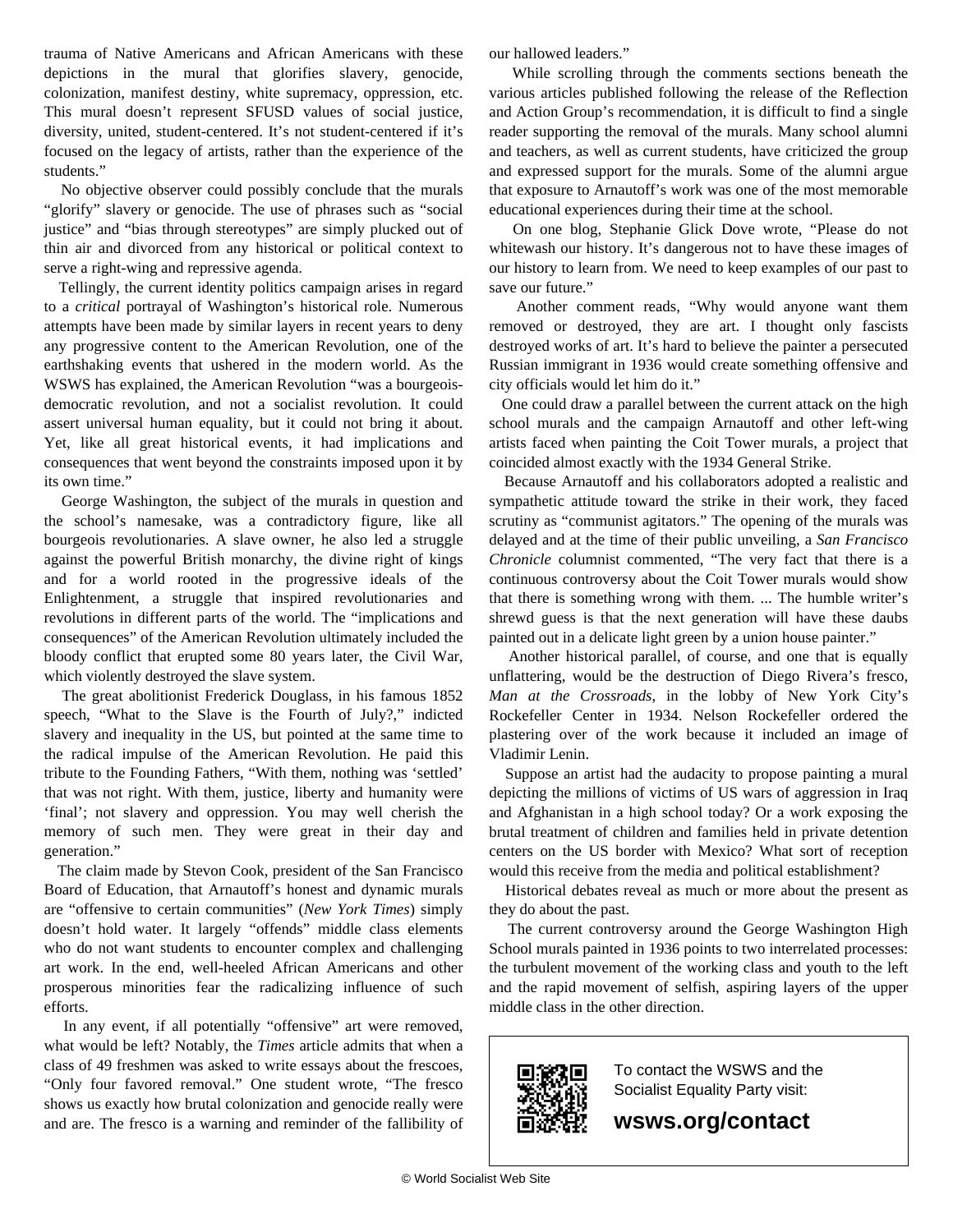trauma of Native Americans and African Americans with these depictions in the mural that glorifies slavery, genocide, colonization, manifest destiny, white supremacy, oppression, etc. This mural doesn't represent SFUSD values of social justice, diversity, united, student-centered. It's not student-centered if it's focused on the legacy of artists, rather than the experience of the students."

No objective observer could possibly conclude that the murals "glorify" slavery or genocide. The use of phrases such as "social justice" and "bias through stereotypes" are simply plucked out of thin air and divorced from any historical or political context to serve a right-wing and repressive agenda.

Tellingly, the current identity politics campaign arises in regard to a *critical* portrayal of Washington's historical role. Numerous attempts have been made by similar layers in recent years to deny any progressive content to the American Revolution, one of the earthshaking events that ushered in the modern world. As the WSWS has explained, the American Revolution "was a bourgeois-democratic revolution, and not a socialist revolution. It could assert universal human equality, but it could not bring it about. Yet, like all great historical events, it had implications and consequences that went beyond the constraints imposed upon it by its own time."

George Washington, the subject of the murals in question and the school's namesake, was a contradictory figure, like all bourgeois revolutionaries. A slave owner, he also led a struggle against the powerful British monarchy, the divine right of kings and for a world rooted in the progressive ideals of the Enlightenment, a struggle that inspired revolutionaries and revolutions in different parts of the world. The "implications and consequences" of the American Revolution ultimately included the bloody conflict that erupted some 80 years later, the Civil War, which violently destroyed the slave system.

The great abolitionist Frederick Douglass, in his famous 1852 speech, "What to the Slave is the Fourth of July?," indicted slavery and inequality in the US, but pointed at the same time to the radical impulse of the American Revolution. He paid this tribute to the Founding Fathers, "With them, nothing was 'settled' that was not right. With them, justice, liberty and humanity were 'final'; not slavery and oppression. You may well cherish the memory of such men. They were great in their day and generation."

The claim made by Stevon Cook, president of the San Francisco Board of Education, that Arnautoff's honest and dynamic murals are "offensive to certain communities" (*New York Times*) simply doesn't hold water. It largely "offends" middle class elements who do not want students to encounter complex and challenging art work. In the end, well-heeled African Americans and other prosperous minorities fear the radicalizing influence of such efforts.

In any event, if all potentially "offensive" art were removed, what would be left? Notably, the *Times* article admits that when a class of 49 freshmen was asked to write essays about the frescoes, "Only four favored removal." One student wrote, "The fresco shows us exactly how brutal colonization and genocide really were and are. The fresco is a warning and reminder of the fallibility of our hallowed leaders."

While scrolling through the comments sections beneath the various articles published following the release of the Reflection and Action Group's recommendation, it is difficult to find a single reader supporting the removal of the murals. Many school alumni and teachers, as well as current students, have criticized the group and expressed support for the murals. Some of the alumni argue that exposure to Arnautoff's work was one of the most memorable educational experiences during their time at the school.

On one blog, Stephanie Glick Dove wrote, "Please do not whitewash our history. It's dangerous not to have these images of our history to learn from. We need to keep examples of our past to save our future."

Another comment reads, "Why would anyone want them removed or destroyed, they are art. I thought only fascists destroyed works of art. It's hard to believe the painter a persecuted Russian immigrant in 1936 would create something offensive and city officials would let him do it."

One could draw a parallel between the current attack on the high school murals and the campaign Arnautoff and other left-wing artists faced when painting the Coit Tower murals, a project that coincided almost exactly with the 1934 General Strike.

Because Arnautoff and his collaborators adopted a realistic and sympathetic attitude toward the strike in their work, they faced scrutiny as "communist agitators." The opening of the murals was delayed and at the time of their public unveiling, a *San Francisco Chronicle* columnist commented, "The very fact that there is a continuous controversy about the Coit Tower murals would show that there is something wrong with them. ... The humble writer's shrewd guess is that the next generation will have these daubs painted out in a delicate light green by a union house painter."

Another historical parallel, of course, and one that is equally unflattering, would be the destruction of Diego Rivera's fresco, *Man at the Crossroads*, in the lobby of New York City's Rockefeller Center in 1934. Nelson Rockefeller ordered the plastering over of the work because it included an image of Vladimir Lenin.

Suppose an artist had the audacity to propose painting a mural depicting the millions of victims of US wars of aggression in Iraq and Afghanistan in a high school today? Or a work exposing the brutal treatment of children and families held in private detention centers on the US border with Mexico? What sort of reception would this receive from the media and political establishment?

Historical debates reveal as much or more about the present as they do about the past.

The current controversy around the George Washington High School murals painted in 1936 points to two interrelated processes: the turbulent movement of the working class and youth to the left and the rapid movement of selfish, aspiring layers of the upper middle class in the other direction.

To contact the WSWS and the Socialist Equality Party visit:

**wsws.org/contact**